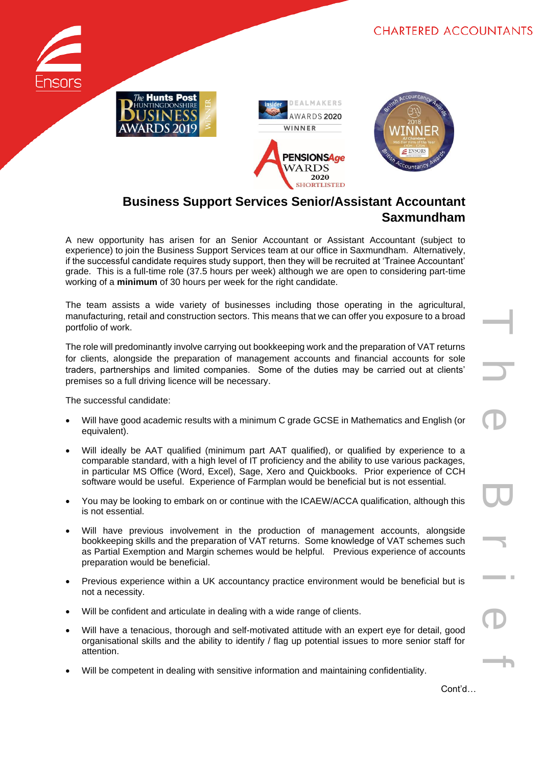CHARTERED ACCOUNTANTS

# Business Support Services Senior/Assistant Accountant
## Saxmundham

A new opportunity has arisen for an Senior Accountant or Assistant Accountant (subject to experience) to join the Business Support Services team at our office in Saxmundham. Alternatively, if the successful candidate requires study support, then they will be recruited at 'Trainee Accountant' grade. This is a full-time role (37.5 hours per week) although we are open to considering part-time working of a **minimum** of 30 hours per week for the right candidate.

The team assists a wide variety of businesses including those operating in the agricultural, manufacturing, retail and construction sectors. This means that we can offer you exposure to a broad portfolio of work.

The role will predominantly involve carrying out bookkeeping work and the preparation of VAT returns for clients, alongside the preparation of management accounts and financial accounts for sole traders, partnerships and limited companies. Some of the duties may be carried out at clients' premises so a full driving licence will be necessary.

The successful candidate:

- Will have good academic results with a minimum C grade GCSE in Mathematics and English (or equivalent).
- Will ideally be AAT qualified (minimum part AAT qualified), or qualified by experience to a comparable standard, with a high level of IT proficiency and the ability to use various packages, in particular MS Office (Word, Excel), Sage, Xero and Quickbooks. Prior experience of CCH software would be useful. Experience of Farmplan would be beneficial but is not essential.
- You may be looking to embark on or continue with the ICAEW/ACCA qualification, although this is not essential.
- Will have previous involvement in the production of management accounts, alongside bookkeeping skills and the preparation of VAT returns. Some knowledge of VAT schemes such as Partial Exemption and Margin schemes would be helpful. Previous experience of accounts preparation would be beneficial.
- Previous experience within a UK accountancy practice environment would be beneficial but is not a necessity.
- Will be confident and articulate in dealing with a wide range of clients.
- Will have a tenacious, thorough and self-motivated attitude with an expert eye for detail, good organisational skills and the ability to identify / flag up potential issues to more senior staff for attention.
- Will be competent in dealing with sensitive information and maintaining confidentiality.

Cont'd…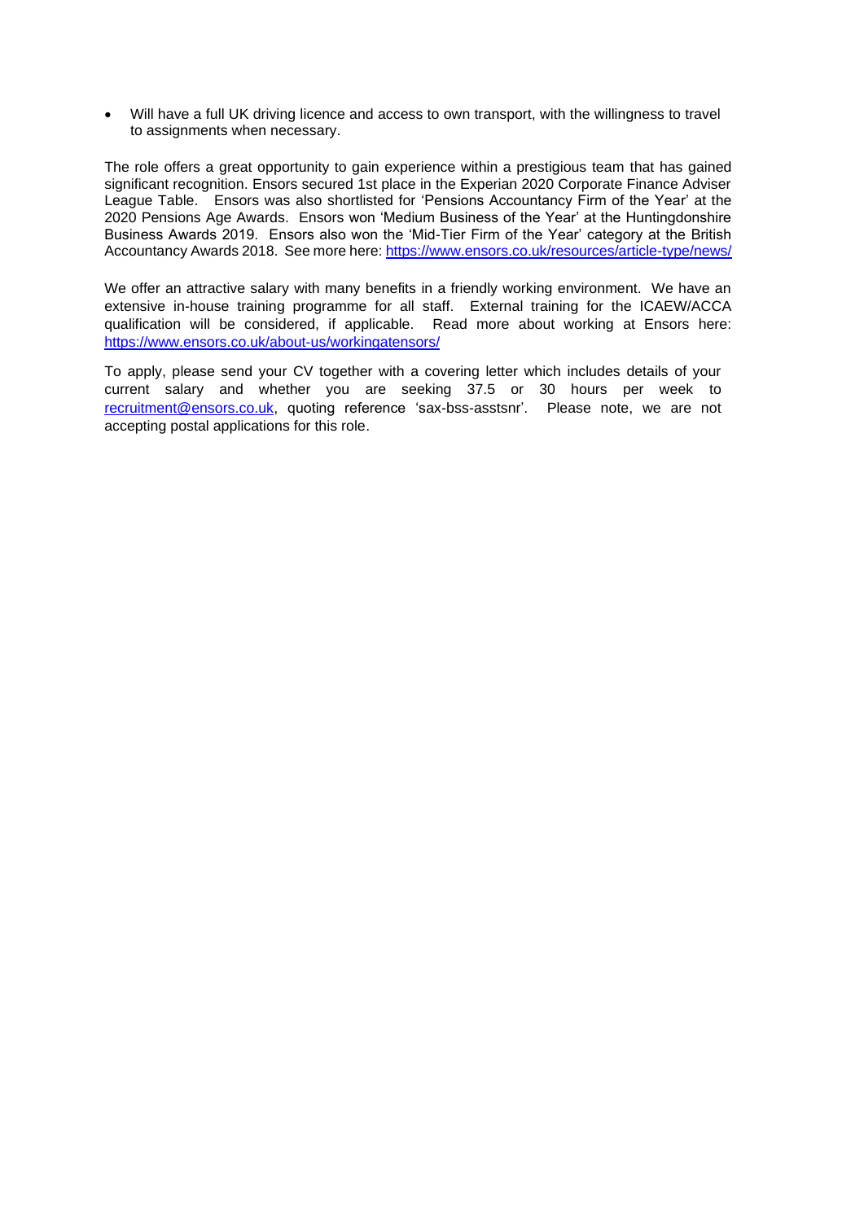- Will have a full UK driving licence and access to own transport, with the willingness to travel to assignments when necessary.

The role offers a great opportunity to gain experience within a prestigious team that has gained significant recognition. Ensors secured 1st place in the Experian 2020 Corporate Finance Adviser League Table. Ensors was also shortlisted for 'Pensions Accountancy Firm of the Year' at the 2020 Pensions Age Awards. Ensors won 'Medium Business of the Year' at the Huntingdonshire Business Awards 2019. Ensors also won the 'Mid-Tier Firm of the Year' category at the British Accountancy Awards 2018. See more here: https://www.ensors.co.uk/resources/article-type/news/

We offer an attractive salary with many benefits in a friendly working environment. We have an extensive in-house training programme for all staff. External training for the ICAEW/ACCA qualification will be considered, if applicable. Read more about working at Ensors here: https://www.ensors.co.uk/about-us/workingatensors/

To apply, please send your CV together with a covering letter which includes details of your current salary and whether you are seeking 37.5 or 30 hours per week to recruitment@ensors.co.uk, quoting reference 'sax-bss-asstsnr'. Please note, we are not accepting postal applications for this role.